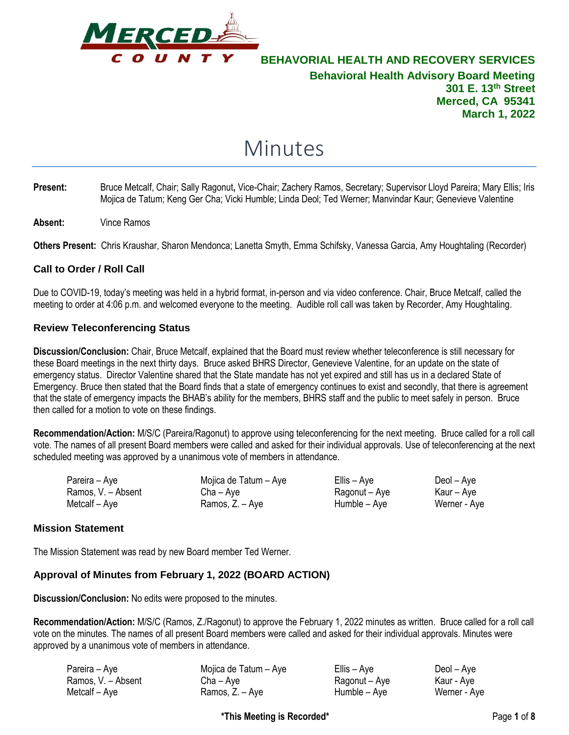**BEHAVORIAL HEALTH AND RECOVERY SERVICES**

**Behavioral Health Advisory Board Meeting**
**301 E. 13th Street**
**Merced, CA 95341**
**March 1, 2022**

# Minutes

**Present:** Bruce Metcalf, Chair; Sally Ragonut**,** Vice-Chair; Zachery Ramos, Secretary; Supervisor Lloyd Pareira; Mary Ellis; Iris Mojica de Tatum; Keng Ger Cha; Vicki Humble; Linda Deol; Ted Werner; Manvindar Kaur; Genevieve Valentine

**Absent:** Vince Ramos

**Others Present:** Chris Kraushar, Sharon Mendonca; Lanetta Smyth, Emma Schifsky, Vanessa Garcia, Amy Houghtaling (Recorder)

### Call to Order / Roll Call

Due to COVID-19, today's meeting was held in a hybrid format, in-person and via video conference. Chair, Bruce Metcalf, called the meeting to order at 4:06 p.m. and welcomed everyone to the meeting. Audible roll call was taken by Recorder, Amy Houghtaling.

### Review Teleconferencing Status

**Discussion/Conclusion:** Chair, Bruce Metcalf, explained that the Board must review whether teleconference is still necessary for these Board meetings in the next thirty days. Bruce asked BHRS Director, Genevieve Valentine, for an update on the state of emergency status. Director Valentine shared that the State mandate has not yet expired and still has us in a declared State of Emergency. Bruce then stated that the Board finds that a state of emergency continues to exist and secondly, that there is agreement that the state of emergency impacts the BHAB's ability for the members, BHRS staff and the public to meet safely in person. Bruce then called for a motion to vote on these findings.

**Recommendation/Action:** M/S/C (Pareira/Ragonut) to approve using teleconferencing for the next meeting. Bruce called for a roll call vote. The names of all present Board members were called and asked for their individual approvals. Use of teleconferencing at the next scheduled meeting was approved by a unanimous vote of members in attendance.

| | | | |
|---|---|---|---|
| Pareira – Aye | Mojica de Tatum – Aye | Ellis – Aye | Deol – Aye |
| Ramos, V. – Absent | Cha – Aye | Ragonut – Aye | Kaur – Aye |
| Metcalf – Aye | Ramos, Z. – Aye | Humble – Aye | Werner - Aye |

### Mission Statement

The Mission Statement was read by new Board member Ted Werner.

### Approval of Minutes from February 1, 2022 (BOARD ACTION)

**Discussion/Conclusion:** No edits were proposed to the minutes.

**Recommendation/Action:** M/S/C (Ramos, Z./Ragonut) to approve the February 1, 2022 minutes as written. Bruce called for a roll call vote on the minutes. The names of all present Board members were called and asked for their individual approvals. Minutes were approved by a unanimous vote of members in attendance.

| | | | |
|---|---|---|---|
| Pareira – Aye | Mojica de Tatum – Aye | Ellis – Aye | Deol – Aye |
| Ramos, V. – Absent | Cha – Aye | Ragonut – Aye | Kaur - Aye |
| Metcalf – Aye | Ramos, Z. – Aye | Humble – Aye | Werner - Aye |

**\*This Meeting is Recorded\***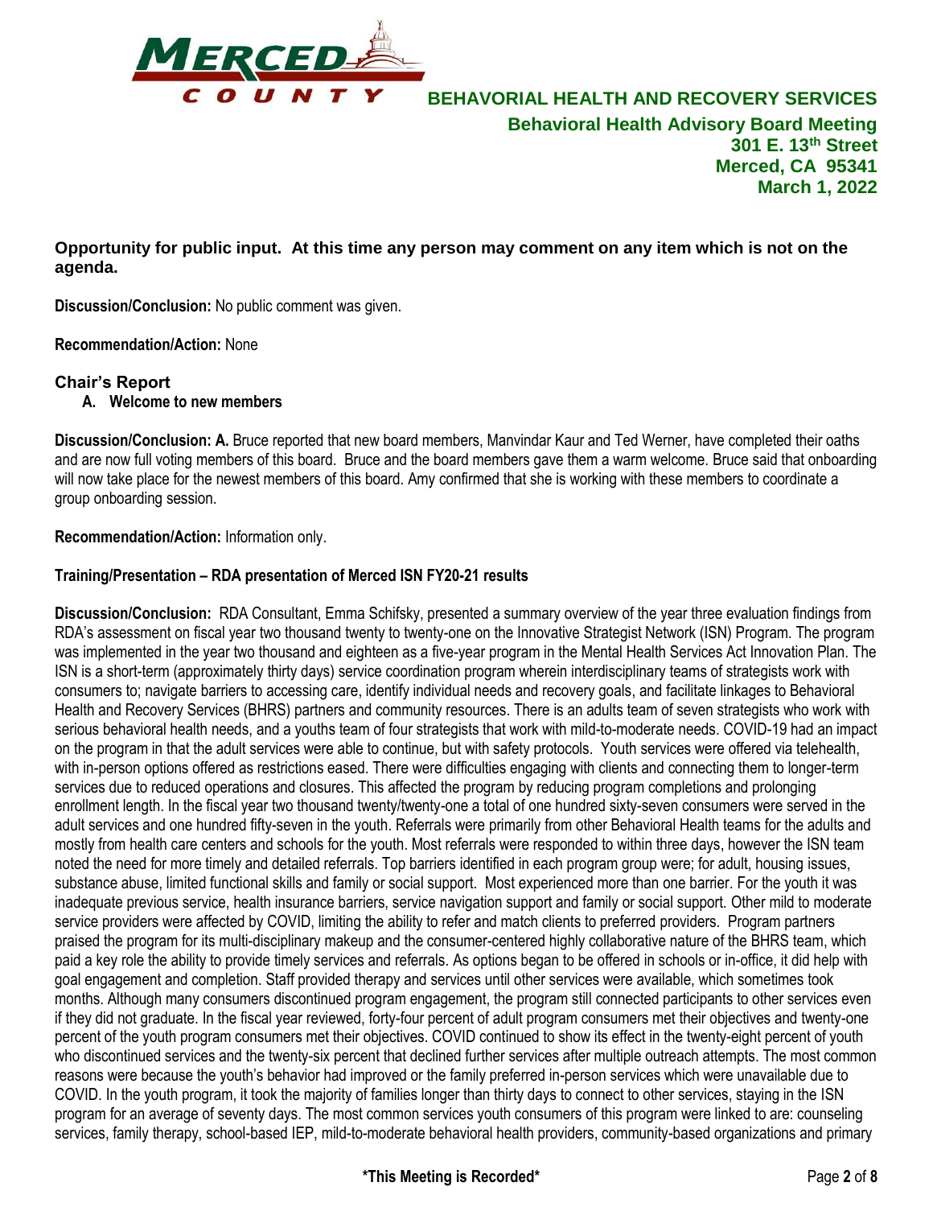**Opportunity for public input. At this time any person may comment on any item which is not on the agenda.**

**Discussion/Conclusion:** No public comment was given.

**Recommendation/Action:** None

## Chair's Report

**A. Welcome to new members**

**Discussion/Conclusion: A.** Bruce reported that new board members, Manvindar Kaur and Ted Werner, have completed their oaths and are now full voting members of this board. Bruce and the board members gave them a warm welcome. Bruce said that onboarding will now take place for the newest members of this board. Amy confirmed that she is working with these members to coordinate a group onboarding session.

**Recommendation/Action:** Information only.

**Training/Presentation – RDA presentation of Merced ISN FY20-21 results**

**Discussion/Conclusion:** RDA Consultant, Emma Schifsky, presented a summary overview of the year three evaluation findings from RDA's assessment on fiscal year two thousand twenty to twenty-one on the Innovative Strategist Network (ISN) Program. The program was implemented in the year two thousand and eighteen as a five-year program in the Mental Health Services Act Innovation Plan. The ISN is a short-term (approximately thirty days) service coordination program wherein interdisciplinary teams of strategists work with consumers to; navigate barriers to accessing care, identify individual needs and recovery goals, and facilitate linkages to Behavioral Health and Recovery Services (BHRS) partners and community resources. There is an adults team of seven strategists who work with serious behavioral health needs, and a youths team of four strategists that work with mild-to-moderate needs. COVID-19 had an impact on the program in that the adult services were able to continue, but with safety protocols. Youth services were offered via telehealth, with in-person options offered as restrictions eased. There were difficulties engaging with clients and connecting them to longer-term services due to reduced operations and closures. This affected the program by reducing program completions and prolonging enrollment length. In the fiscal year two thousand twenty/twenty-one a total of one hundred sixty-seven consumers were served in the adult services and one hundred fifty-seven in the youth. Referrals were primarily from other Behavioral Health teams for the adults and mostly from health care centers and schools for the youth. Most referrals were responded to within three days, however the ISN team noted the need for more timely and detailed referrals. Top barriers identified in each program group were; for adult, housing issues, substance abuse, limited functional skills and family or social support. Most experienced more than one barrier. For the youth it was inadequate previous service, health insurance barriers, service navigation support and family or social support. Other mild to moderate service providers were affected by COVID, limiting the ability to refer and match clients to preferred providers. Program partners praised the program for its multi-disciplinary makeup and the consumer-centered highly collaborative nature of the BHRS team, which paid a key role the ability to provide timely services and referrals. As options began to be offered in schools or in-office, it did help with goal engagement and completion. Staff provided therapy and services until other services were available, which sometimes took months. Although many consumers discontinued program engagement, the program still connected participants to other services even if they did not graduate. In the fiscal year reviewed, forty-four percent of adult program consumers met their objectives and twenty-one percent of the youth program consumers met their objectives. COVID continued to show its effect in the twenty-eight percent of youth who discontinued services and the twenty-six percent that declined further services after multiple outreach attempts. The most common reasons were because the youth's behavior had improved or the family preferred in-person services which were unavailable due to COVID. In the youth program, it took the majority of families longer than thirty days to connect to other services, staying in the ISN program for an average of seventy days. The most common services youth consumers of this program were linked to are: counseling services, family therapy, school-based IEP, mild-to-moderate behavioral health providers, community-based organizations and primary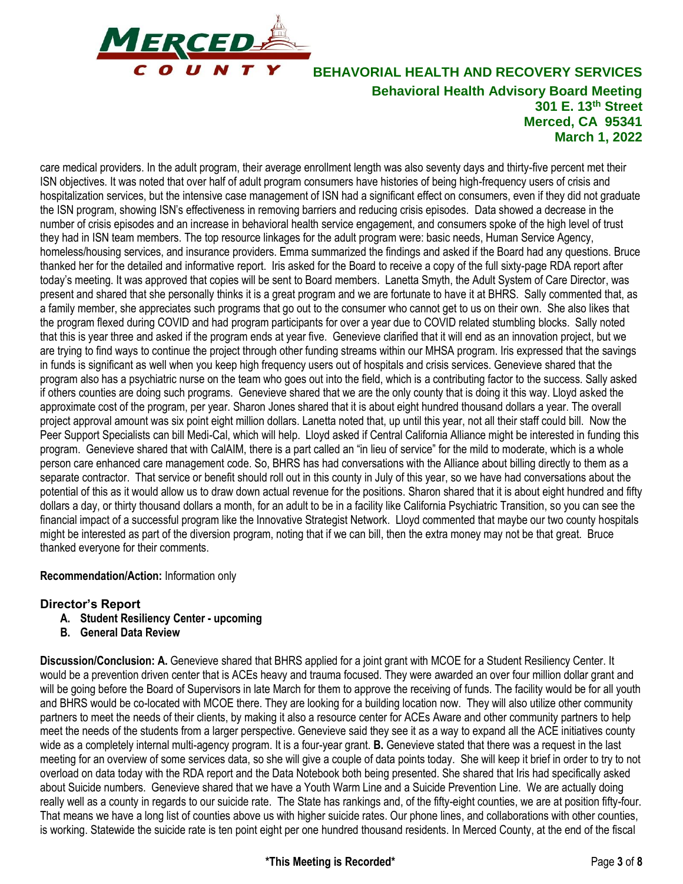care medical providers. In the adult program, their average enrollment length was also seventy days and thirty-five percent met their ISN objectives. It was noted that over half of adult program consumers have histories of being high-frequency users of crisis and hospitalization services, but the intensive case management of ISN had a significant effect on consumers, even if they did not graduate the ISN program, showing ISN's effectiveness in removing barriers and reducing crisis episodes. Data showed a decrease in the number of crisis episodes and an increase in behavioral health service engagement, and consumers spoke of the high level of trust they had in ISN team members. The top resource linkages for the adult program were: basic needs, Human Service Agency, homeless/housing services, and insurance providers. Emma summarized the findings and asked if the Board had any questions. Bruce thanked her for the detailed and informative report. Iris asked for the Board to receive a copy of the full sixty-page RDA report after today's meeting. It was approved that copies will be sent to Board members. Lanetta Smyth, the Adult System of Care Director, was present and shared that she personally thinks it is a great program and we are fortunate to have it at BHRS. Sally commented that, as a family member, she appreciates such programs that go out to the consumer who cannot get to us on their own. She also likes that the program flexed during COVID and had program participants for over a year due to COVID related stumbling blocks. Sally noted that this is year three and asked if the program ends at year five. Genevieve clarified that it will end as an innovation project, but we are trying to find ways to continue the project through other funding streams within our MHSA program. Iris expressed that the savings in funds is significant as well when you keep high frequency users out of hospitals and crisis services. Genevieve shared that the program also has a psychiatric nurse on the team who goes out into the field, which is a contributing factor to the success. Sally asked if others counties are doing such programs. Genevieve shared that we are the only county that is doing it this way. Lloyd asked the approximate cost of the program, per year. Sharon Jones shared that it is about eight hundred thousand dollars a year. The overall project approval amount was six point eight million dollars. Lanetta noted that, up until this year, not all their staff could bill. Now the Peer Support Specialists can bill Medi-Cal, which will help. Lloyd asked if Central California Alliance might be interested in funding this program. Genevieve shared that with CalAIM, there is a part called an "in lieu of service" for the mild to moderate, which is a whole person care enhanced care management code. So, BHRS has had conversations with the Alliance about billing directly to them as a separate contractor. That service or benefit should roll out in this county in July of this year, so we have had conversations about the potential of this as it would allow us to draw down actual revenue for the positions. Sharon shared that it is about eight hundred and fifty dollars a day, or thirty thousand dollars a month, for an adult to be in a facility like California Psychiatric Transition, so you can see the financial impact of a successful program like the Innovative Strategist Network. Lloyd commented that maybe our two county hospitals might be interested as part of the diversion program, noting that if we can bill, then the extra money may not be that great. Bruce thanked everyone for their comments.

**Recommendation/Action:** Information only

### Director's Report

- **A. Student Resiliency Center - upcoming**
- **B. General Data Review**

**Discussion/Conclusion: A.** Genevieve shared that BHRS applied for a joint grant with MCOE for a Student Resiliency Center. It would be a prevention driven center that is ACEs heavy and trauma focused. They were awarded an over four million dollar grant and will be going before the Board of Supervisors in late March for them to approve the receiving of funds. The facility would be for all youth and BHRS would be co-located with MCOE there. They are looking for a building location now. They will also utilize other community partners to meet the needs of their clients, by making it also a resource center for ACEs Aware and other community partners to help meet the needs of the students from a larger perspective. Genevieve said they see it as a way to expand all the ACE initiatives county wide as a completely internal multi-agency program. It is a four-year grant. **B.** Genevieve stated that there was a request in the last meeting for an overview of some services data, so she will give a couple of data points today. She will keep it brief in order to try to not overload on data today with the RDA report and the Data Notebook both being presented. She shared that Iris had specifically asked about Suicide numbers. Genevieve shared that we have a Youth Warm Line and a Suicide Prevention Line. We are actually doing really well as a county in regards to our suicide rate. The State has rankings and, of the fifty-eight counties, we are at position fifty-four. That means we have a long list of counties above us with higher suicide rates. Our phone lines, and collaborations with other counties, is working. Statewide the suicide rate is ten point eight per one hundred thousand residents. In Merced County, at the end of the fiscal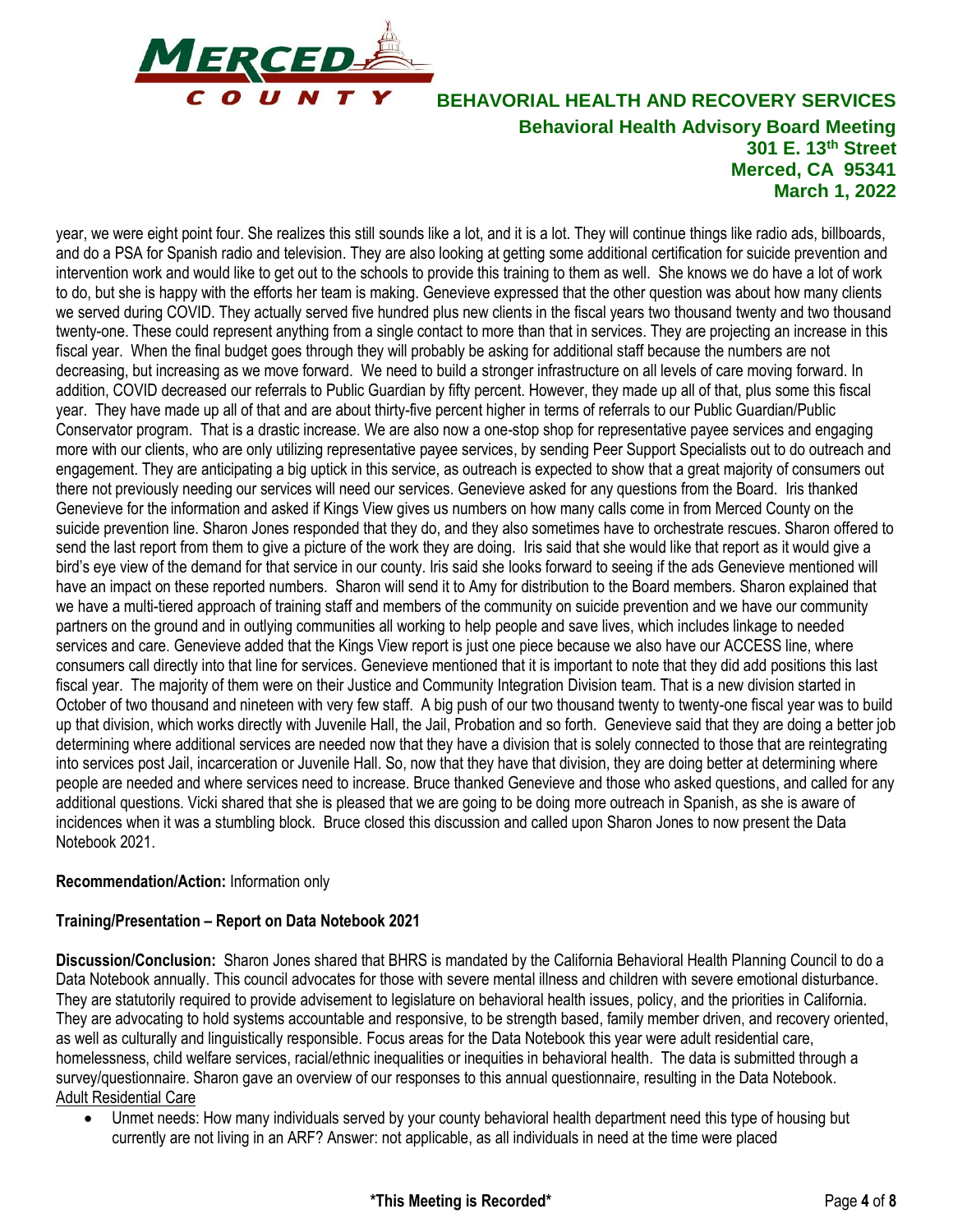year, we were eight point four. She realizes this still sounds like a lot, and it is a lot. They will continue things like radio ads, billboards, and do a PSA for Spanish radio and television. They are also looking at getting some additional certification for suicide prevention and intervention work and would like to get out to the schools to provide this training to them as well. She knows we do have a lot of work to do, but she is happy with the efforts her team is making. Genevieve expressed that the other question was about how many clients we served during COVID. They actually served five hundred plus new clients in the fiscal years two thousand twenty and two thousand twenty-one. These could represent anything from a single contact to more than that in services. They are projecting an increase in this fiscal year. When the final budget goes through they will probably be asking for additional staff because the numbers are not decreasing, but increasing as we move forward. We need to build a stronger infrastructure on all levels of care moving forward. In addition, COVID decreased our referrals to Public Guardian by fifty percent. However, they made up all of that, plus some this fiscal year. They have made up all of that and are about thirty-five percent higher in terms of referrals to our Public Guardian/Public Conservator program. That is a drastic increase. We are also now a one-stop shop for representative payee services and engaging more with our clients, who are only utilizing representative payee services, by sending Peer Support Specialists out to do outreach and engagement. They are anticipating a big uptick in this service, as outreach is expected to show that a great majority of consumers out there not previously needing our services will need our services. Genevieve asked for any questions from the Board. Iris thanked Genevieve for the information and asked if Kings View gives us numbers on how many calls come in from Merced County on the suicide prevention line. Sharon Jones responded that they do, and they also sometimes have to orchestrate rescues. Sharon offered to send the last report from them to give a picture of the work they are doing. Iris said that she would like that report as it would give a bird's eye view of the demand for that service in our county. Iris said she looks forward to seeing if the ads Genevieve mentioned will have an impact on these reported numbers. Sharon will send it to Amy for distribution to the Board members. Sharon explained that we have a multi-tiered approach of training staff and members of the community on suicide prevention and we have our community partners on the ground and in outlying communities all working to help people and save lives, which includes linkage to needed services and care. Genevieve added that the Kings View report is just one piece because we also have our ACCESS line, where consumers call directly into that line for services. Genevieve mentioned that it is important to note that they did add positions this last fiscal year. The majority of them were on their Justice and Community Integration Division team. That is a new division started in October of two thousand and nineteen with very few staff. A big push of our two thousand twenty to twenty-one fiscal year was to build up that division, which works directly with Juvenile Hall, the Jail, Probation and so forth. Genevieve said that they are doing a better job determining where additional services are needed now that they have a division that is solely connected to those that are reintegrating into services post Jail, incarceration or Juvenile Hall. So, now that they have that division, they are doing better at determining where people are needed and where services need to increase. Bruce thanked Genevieve and those who asked questions, and called for any additional questions. Vicki shared that she is pleased that we are going to be doing more outreach in Spanish, as she is aware of incidences when it was a stumbling block. Bruce closed this discussion and called upon Sharon Jones to now present the Data Notebook 2021.

**Recommendation/Action:** Information only

**Training/Presentation – Report on Data Notebook 2021**

**Discussion/Conclusion:** Sharon Jones shared that BHRS is mandated by the California Behavioral Health Planning Council to do a Data Notebook annually. This council advocates for those with severe mental illness and children with severe emotional disturbance. They are statutorily required to provide advisement to legislature on behavioral health issues, policy, and the priorities in California. They are advocating to hold systems accountable and responsive, to be strength based, family member driven, and recovery oriented, as well as culturally and linguistically responsible. Focus areas for the Data Notebook this year were adult residential care, homelessness, child welfare services, racial/ethnic inequalities or inequities in behavioral health. The data is submitted through a survey/questionnaire. Sharon gave an overview of our responses to this annual questionnaire, resulting in the Data Notebook.

Adult Residential Care

- Unmet needs: How many individuals served by your county behavioral health department need this type of housing but currently are not living in an ARF? Answer: not applicable, as all individuals in need at the time were placed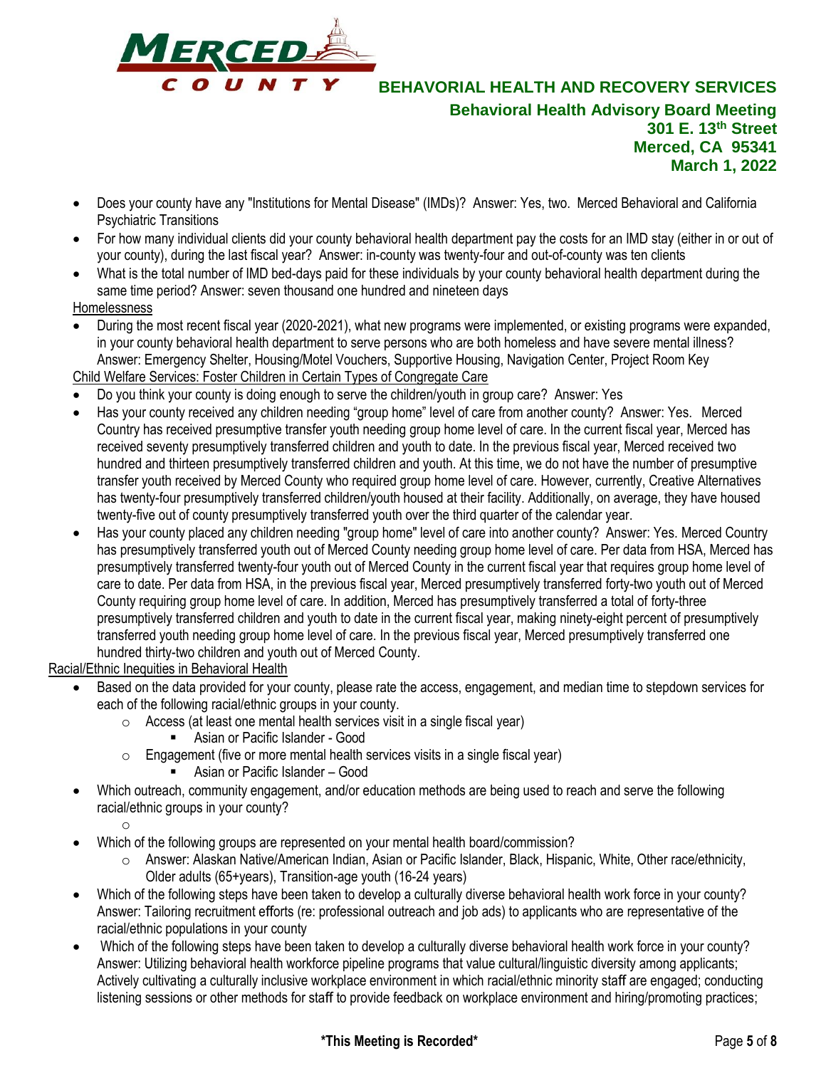- Does your county have any "Institutions for Mental Disease" (IMDs)? Answer: Yes, two. Merced Behavioral and California Psychiatric Transitions
- For how many individual clients did your county behavioral health department pay the costs for an IMD stay (either in or out of your county), during the last fiscal year? Answer: in-county was twenty-four and out-of-county was ten clients
- What is the total number of IMD bed-days paid for these individuals by your county behavioral health department during the same time period? Answer: seven thousand one hundred and nineteen days

Homelessness

- During the most recent fiscal year (2020-2021), what new programs were implemented, or existing programs were expanded, in your county behavioral health department to serve persons who are both homeless and have severe mental illness? Answer: Emergency Shelter, Housing/Motel Vouchers, Supportive Housing, Navigation Center, Project Room Key

Child Welfare Services: Foster Children in Certain Types of Congregate Care

- Do you think your county is doing enough to serve the children/youth in group care? Answer: Yes
- Has your county received any children needing "group home" level of care from another county? Answer: Yes. Merced Country has received presumptive transfer youth needing group home level of care. In the current fiscal year, Merced has received seventy presumptively transferred children and youth to date. In the previous fiscal year, Merced received two hundred and thirteen presumptively transferred children and youth. At this time, we do not have the number of presumptive transfer youth received by Merced County who required group home level of care. However, currently, Creative Alternatives has twenty-four presumptively transferred children/youth housed at their facility. Additionally, on average, they have housed twenty-five out of county presumptively transferred youth over the third quarter of the calendar year.
- Has your county placed any children needing "group home" level of care into another county? Answer: Yes. Merced Country has presumptively transferred youth out of Merced County needing group home level of care. Per data from HSA, Merced has presumptively transferred twenty-four youth out of Merced County in the current fiscal year that requires group home level of care to date. Per data from HSA, in the previous fiscal year, Merced presumptively transferred forty-two youth out of Merced County requiring group home level of care. In addition, Merced has presumptively transferred a total of forty-three presumptively transferred children and youth to date in the current fiscal year, making ninety-eight percent of presumptively transferred youth needing group home level of care. In the previous fiscal year, Merced presumptively transferred one hundred thirty-two children and youth out of Merced County.

Racial/Ethnic Inequities in Behavioral Health

- Based on the data provided for your county, please rate the access, engagement, and median time to stepdown services for each of the following racial/ethnic groups in your county.
  - Access (at least one mental health services visit in a single fiscal year)
    - Asian or Pacific Islander - Good
  - Engagement (five or more mental health services visits in a single fiscal year)
    - Asian or Pacific Islander – Good
- Which outreach, community engagement, and/or education methods are being used to reach and serve the following racial/ethnic groups in your county?
  - 
- Which of the following groups are represented on your mental health board/commission?
  - Answer: Alaskan Native/American Indian, Asian or Pacific Islander, Black, Hispanic, White, Other race/ethnicity, Older adults (65+years), Transition-age youth (16-24 years)
- Which of the following steps have been taken to develop a culturally diverse behavioral health work force in your county? Answer: Tailoring recruitment efforts (re: professional outreach and job ads) to applicants who are representative of the racial/ethnic populations in your county
- Which of the following steps have been taken to develop a culturally diverse behavioral health work force in your county? Answer: Utilizing behavioral health workforce pipeline programs that value cultural/linguistic diversity among applicants; Actively cultivating a culturally inclusive workplace environment in which racial/ethnic minority staff are engaged; conducting listening sessions or other methods for staff to provide feedback on workplace environment and hiring/promoting practices;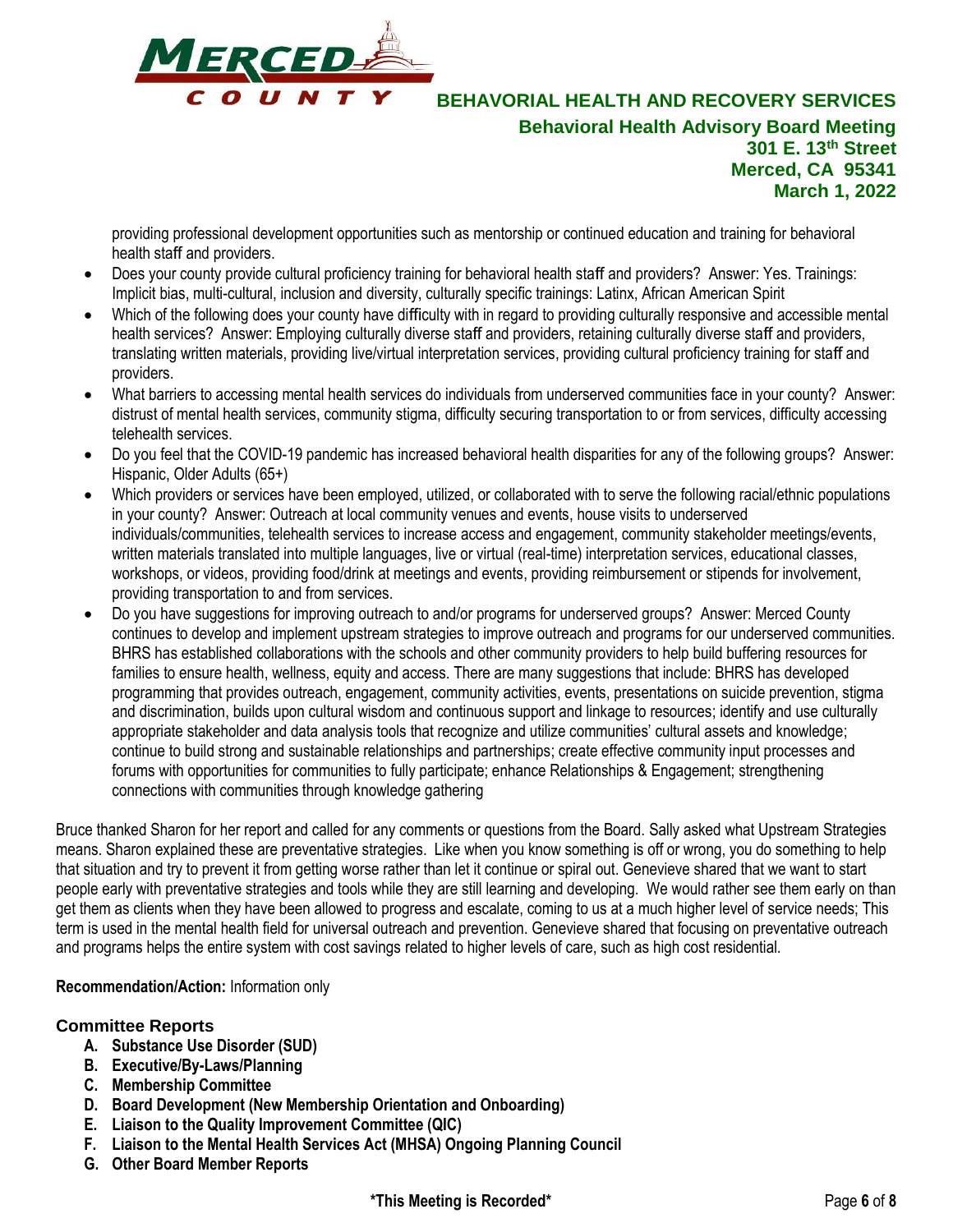providing professional development opportunities such as mentorship or continued education and training for behavioral health staff and providers.

- Does your county provide cultural proficiency training for behavioral health staff and providers? Answer: Yes. Trainings: Implicit bias, multi-cultural, inclusion and diversity, culturally specific trainings: Latinx, African American Spirit
- Which of the following does your county have difficulty with in regard to providing culturally responsive and accessible mental health services? Answer: Employing culturally diverse staff and providers, retaining culturally diverse staff and providers, translating written materials, providing live/virtual interpretation services, providing cultural proficiency training for staff and providers.
- What barriers to accessing mental health services do individuals from underserved communities face in your county? Answer: distrust of mental health services, community stigma, difficulty securing transportation to or from services, difficulty accessing telehealth services.
- Do you feel that the COVID-19 pandemic has increased behavioral health disparities for any of the following groups? Answer: Hispanic, Older Adults (65+)
- Which providers or services have been employed, utilized, or collaborated with to serve the following racial/ethnic populations in your county? Answer: Outreach at local community venues and events, house visits to underserved individuals/communities, telehealth services to increase access and engagement, community stakeholder meetings/events, written materials translated into multiple languages, live or virtual (real-time) interpretation services, educational classes, workshops, or videos, providing food/drink at meetings and events, providing reimbursement or stipends for involvement, providing transportation to and from services.
- Do you have suggestions for improving outreach to and/or programs for underserved groups? Answer: Merced County continues to develop and implement upstream strategies to improve outreach and programs for our underserved communities. BHRS has established collaborations with the schools and other community providers to help build buffering resources for families to ensure health, wellness, equity and access. There are many suggestions that include: BHRS has developed programming that provides outreach, engagement, community activities, events, presentations on suicide prevention, stigma and discrimination, builds upon cultural wisdom and continuous support and linkage to resources; identify and use culturally appropriate stakeholder and data analysis tools that recognize and utilize communities' cultural assets and knowledge; continue to build strong and sustainable relationships and partnerships; create effective community input processes and forums with opportunities for communities to fully participate; enhance Relationships & Engagement; strengthening connections with communities through knowledge gathering

Bruce thanked Sharon for her report and called for any comments or questions from the Board. Sally asked what Upstream Strategies means. Sharon explained these are preventative strategies. Like when you know something is off or wrong, you do something to help that situation and try to prevent it from getting worse rather than let it continue or spiral out. Genevieve shared that we want to start people early with preventative strategies and tools while they are still learning and developing. We would rather see them early on than get them as clients when they have been allowed to progress and escalate, coming to us at a much higher level of service needs; This term is used in the mental health field for universal outreach and prevention. Genevieve shared that focusing on preventative outreach and programs helps the entire system with cost savings related to higher levels of care, such as high cost residential.

**Recommendation/Action:** Information only

## Committee Reports

A. **Substance Use Disorder (SUD)**
B. **Executive/By-Laws/Planning**
C. **Membership Committee**
D. **Board Development (New Membership Orientation and Onboarding)**
E. **Liaison to the Quality Improvement Committee (QIC)**
F. **Liaison to the Mental Health Services Act (MHSA) Ongoing Planning Council**
G. **Other Board Member Reports**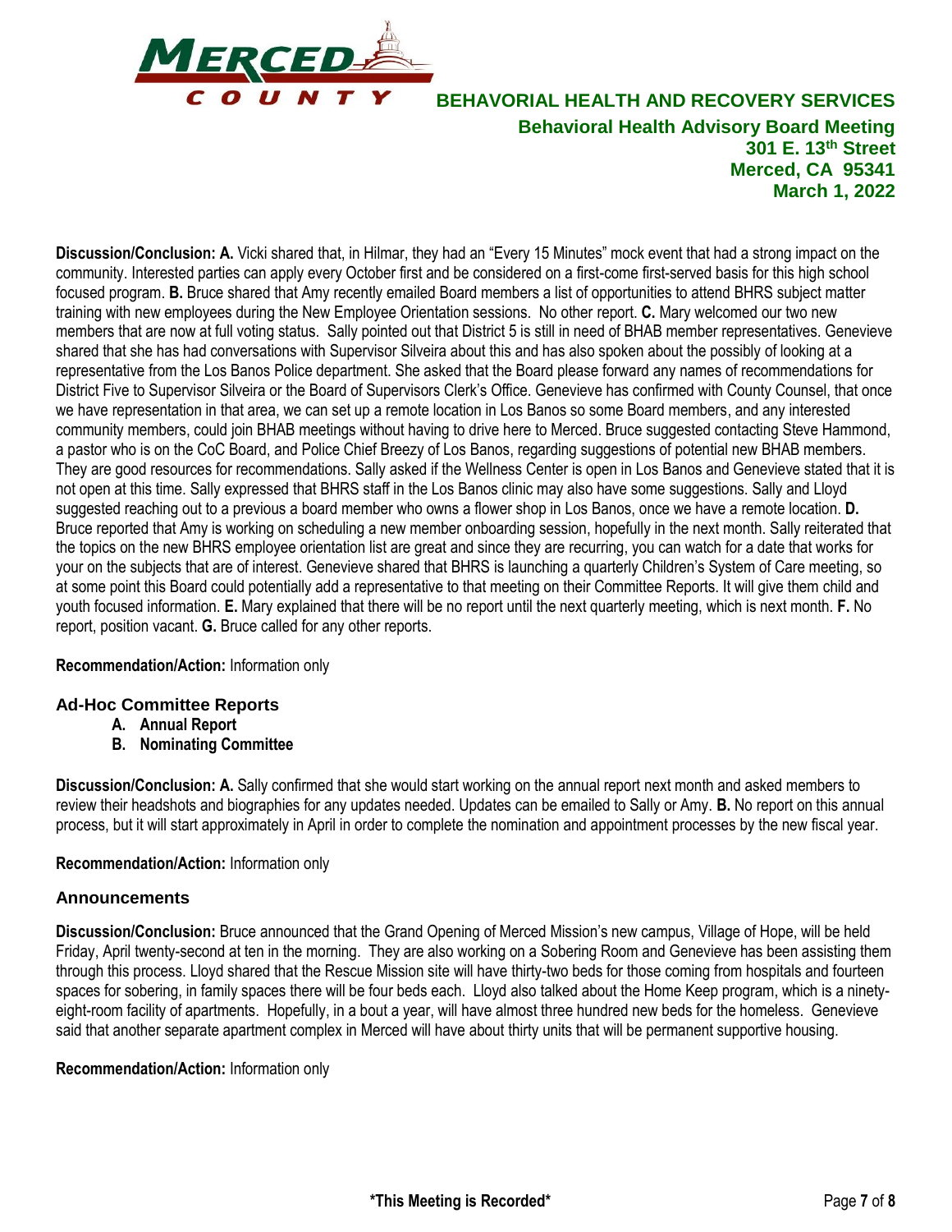**Discussion/Conclusion: A.** Vicki shared that, in Hilmar, they had an "Every 15 Minutes" mock event that had a strong impact on the community. Interested parties can apply every October first and be considered on a first-come first-served basis for this high school focused program. **B.** Bruce shared that Amy recently emailed Board members a list of opportunities to attend BHRS subject matter training with new employees during the New Employee Orientation sessions. No other report. **C.** Mary welcomed our two new members that are now at full voting status. Sally pointed out that District 5 is still in need of BHAB member representatives. Genevieve shared that she has had conversations with Supervisor Silveira about this and has also spoken about the possibly of looking at a representative from the Los Banos Police department. She asked that the Board please forward any names of recommendations for District Five to Supervisor Silveira or the Board of Supervisors Clerk's Office. Genevieve has confirmed with County Counsel, that once we have representation in that area, we can set up a remote location in Los Banos so some Board members, and any interested community members, could join BHAB meetings without having to drive here to Merced. Bruce suggested contacting Steve Hammond, a pastor who is on the CoC Board, and Police Chief Breezy of Los Banos, regarding suggestions of potential new BHAB members. They are good resources for recommendations. Sally asked if the Wellness Center is open in Los Banos and Genevieve stated that it is not open at this time. Sally expressed that BHRS staff in the Los Banos clinic may also have some suggestions. Sally and Lloyd suggested reaching out to a previous board member who owns a flower shop in Los Banos, once we have a remote location. **D.** Bruce reported that Amy is working on scheduling a new member onboarding session, hopefully in the next month. Sally reiterated that the topics on the new BHRS employee orientation list are great and since they are recurring, you can watch for a date that works for your on the subjects that are of interest. Genevieve shared that BHRS is launching a quarterly Children's System of Care meeting, so at some point this Board could potentially add a representative to that meeting on their Committee Reports. It will give them child and youth focused information. **E.** Mary explained that there will be no report until the next quarterly meeting, which is next month. **F.** No report, position vacant. **G.** Bruce called for any other reports.

**Recommendation/Action:** Information only

## Ad-Hoc Committee Reports

- **A. Annual Report**
- **B. Nominating Committee**

**Discussion/Conclusion: A.** Sally confirmed that she would start working on the annual report next month and asked members to review their headshots and biographies for any updates needed. Updates can be emailed to Sally or Amy. **B.** No report on this annual process, but it will start approximately in April in order to complete the nomination and appointment processes by the new fiscal year.

**Recommendation/Action:** Information only

## Announcements

**Discussion/Conclusion:** Bruce announced that the Grand Opening of Merced Mission's new campus, Village of Hope, will be held Friday, April twenty-second at ten in the morning. They are also working on a Sobering Room and Genevieve has been assisting them through this process. Lloyd shared that the Rescue Mission site will have thirty-two beds for those coming from hospitals and fourteen spaces for sobering, in family spaces there will be four beds each. Lloyd also talked about the Home Keep program, which is a ninety-eight-room facility of apartments. Hopefully, in a bout a year, will have almost three hundred new beds for the homeless. Genevieve said that another separate apartment complex in Merced will have about thirty units that will be permanent supportive housing.

**Recommendation/Action:** Information only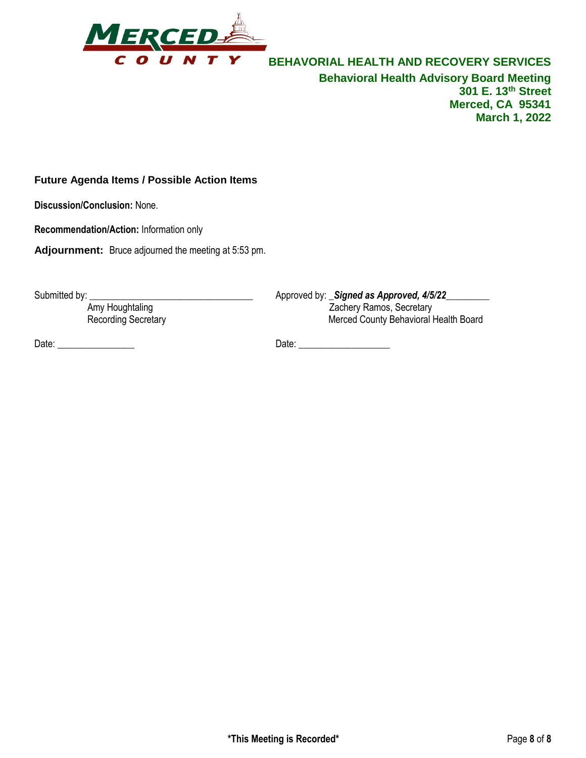**BEHAVORIAL HEALTH AND RECOVERY SERVICES**

**Behavioral Health Advisory Board Meeting**
**301 E. 13th Street**
**Merced, CA 95341**
**March 1, 2022**

### Future Agenda Items / Possible Action Items

**Discussion/Conclusion:** None.

**Recommendation/Action:** Information only

**Adjournment:** Bruce adjourned the meeting at 5:53 pm.

Submitted by: ______________________________
Amy Houghtaling
Recording Secretary

Date: _______________

Approved by: _***Signed as Approved, 4/5/22***_________
Zachery Ramos, Secretary
Merced County Behavioral Health Board

Date: __________________

**\*This Meeting is Recorded\***